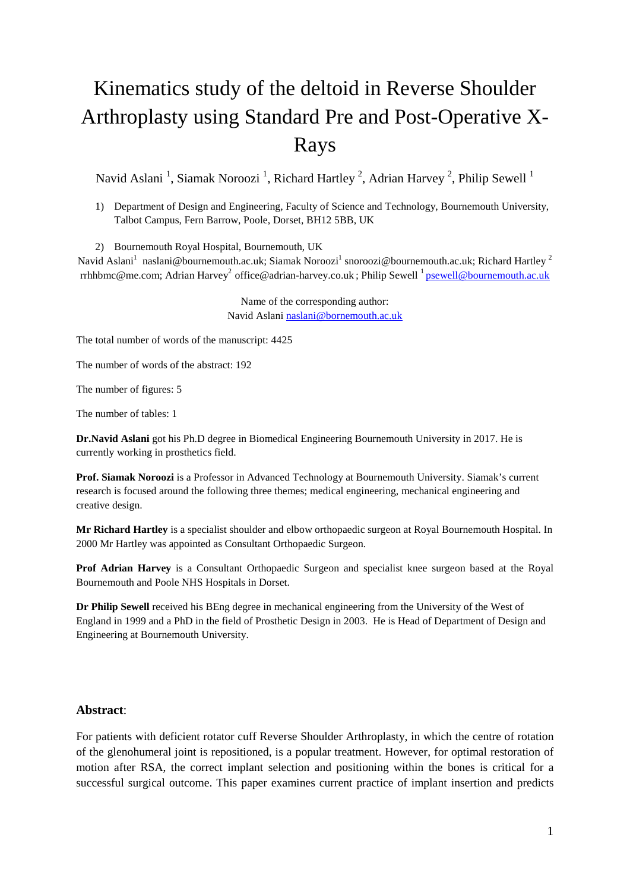# Kinematics study of the deltoid in Reverse Shoulder Arthroplasty using Standard Pre and Post-Operative X-Rays

Navid Aslani [1], Siamak Noroozi [1], Richard Hartley [2], Adrian Harvey [2], Philip Sewell [1]

1) Department of Design and Engineering, Faculty of Science and Technology, Bournemouth University, Talbot Campus, Fern Barrow, Poole, Dorset, BH12 5BB, UK

2) Bournemouth Royal Hospital, Bournemouth, UK

Navid Aslani[1] naslani@bournemouth.ac.uk; Siamak Noroozi[1] snoroozi@bournemouth.ac.uk; Richard Hartley [2] rrhhbmc@me.com; Adrian Harvey[2] office@adrian-harvey.co.uk ; Philip Sewell [1] psewell@bournemouth.ac.uk

Name of the corresponding author:
Navid Aslani naslani@bornemouth.ac.uk

The total number of words of the manuscript: 4425

The number of words of the abstract: 192

The number of figures: 5

The number of tables: 1

**Dr.Navid Aslani** got his Ph.D degree in Biomedical Engineering Bournemouth University in 2017. He is currently working in prosthetics field.

**Prof. Siamak Noroozi** is a Professor in Advanced Technology at Bournemouth University. Siamak's current research is focused around the following three themes; medical engineering, mechanical engineering and creative design.

**Mr Richard Hartley** is a specialist shoulder and elbow orthopaedic surgeon at Royal Bournemouth Hospital. In 2000 Mr Hartley was appointed as Consultant Orthopaedic Surgeon.

**Prof Adrian Harvey** is a Consultant Orthopaedic Surgeon and specialist knee surgeon based at the Royal Bournemouth and Poole NHS Hospitals in Dorset.

**Dr Philip Sewell** received his BEng degree in mechanical engineering from the University of the West of England in 1999 and a PhD in the field of Prosthetic Design in 2003. He is Head of Department of Design and Engineering at Bournemouth University.

## Abstract:

For patients with deficient rotator cuff Reverse Shoulder Arthroplasty, in which the centre of rotation of the glenohumeral joint is repositioned, is a popular treatment. However, for optimal restoration of motion after RSA, the correct implant selection and positioning within the bones is critical for a successful surgical outcome. This paper examines current practice of implant insertion and predicts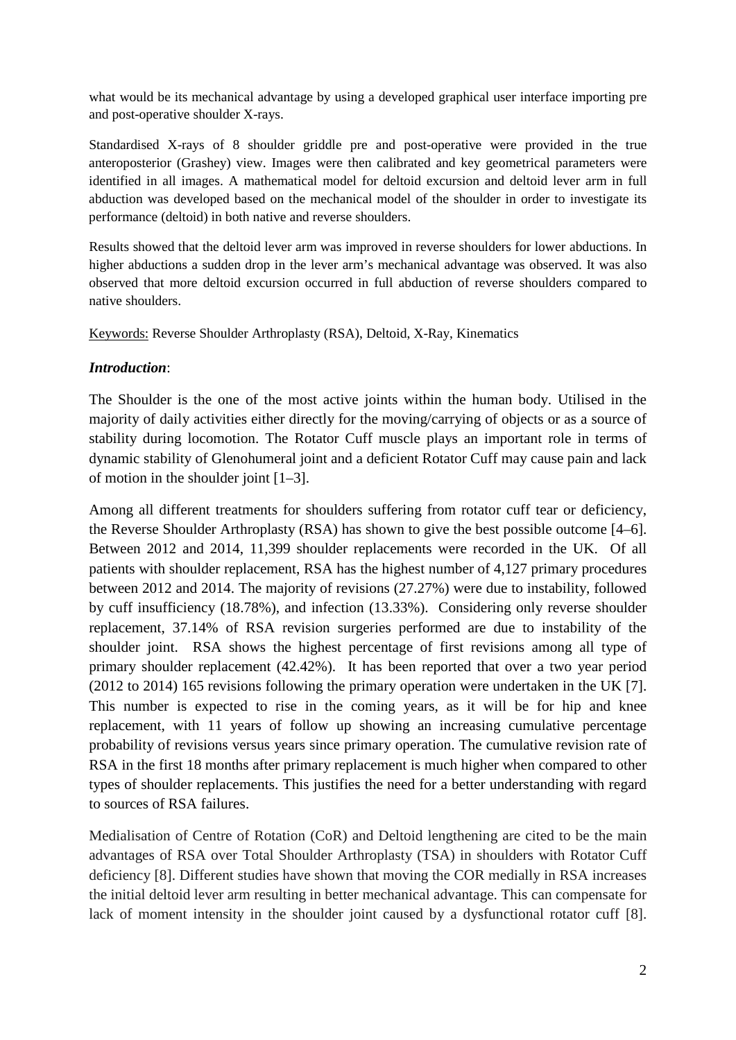what would be its mechanical advantage by using a developed graphical user interface importing pre and post-operative shoulder X-rays.

Standardised X-rays of 8 shoulder griddle pre and post-operative were provided in the true anteroposterior (Grashey) view. Images were then calibrated and key geometrical parameters were identified in all images. A mathematical model for deltoid excursion and deltoid lever arm in full abduction was developed based on the mechanical model of the shoulder in order to investigate its performance (deltoid) in both native and reverse shoulders.

Results showed that the deltoid lever arm was improved in reverse shoulders for lower abductions. In higher abductions a sudden drop in the lever arm's mechanical advantage was observed. It was also observed that more deltoid excursion occurred in full abduction of reverse shoulders compared to native shoulders.

Keywords: Reverse Shoulder Arthroplasty (RSA), Deltoid, X-Ray, Kinematics

## *Introduction*:

The Shoulder is the one of the most active joints within the human body. Utilised in the majority of daily activities either directly for the moving/carrying of objects or as a source of stability during locomotion. The Rotator Cuff muscle plays an important role in terms of dynamic stability of Glenohumeral joint and a deficient Rotator Cuff may cause pain and lack of motion in the shoulder joint [1–3].

Among all different treatments for shoulders suffering from rotator cuff tear or deficiency, the Reverse Shoulder Arthroplasty (RSA) has shown to give the best possible outcome [4–6]. Between 2012 and 2014, 11,399 shoulder replacements were recorded in the UK. Of all patients with shoulder replacement, RSA has the highest number of 4,127 primary procedures between 2012 and 2014. The majority of revisions (27.27%) were due to instability, followed by cuff insufficiency (18.78%), and infection (13.33%). Considering only reverse shoulder replacement, 37.14% of RSA revision surgeries performed are due to instability of the shoulder joint. RSA shows the highest percentage of first revisions among all type of primary shoulder replacement (42.42%). It has been reported that over a two year period (2012 to 2014) 165 revisions following the primary operation were undertaken in the UK [7]. This number is expected to rise in the coming years, as it will be for hip and knee replacement, with 11 years of follow up showing an increasing cumulative percentage probability of revisions versus years since primary operation. The cumulative revision rate of RSA in the first 18 months after primary replacement is much higher when compared to other types of shoulder replacements. This justifies the need for a better understanding with regard to sources of RSA failures.

Medialisation of Centre of Rotation (CoR) and Deltoid lengthening are cited to be the main advantages of RSA over Total Shoulder Arthroplasty (TSA) in shoulders with Rotator Cuff deficiency [8]. Different studies have shown that moving the COR medially in RSA increases the initial deltoid lever arm resulting in better mechanical advantage. This can compensate for lack of moment intensity in the shoulder joint caused by a dysfunctional rotator cuff [8].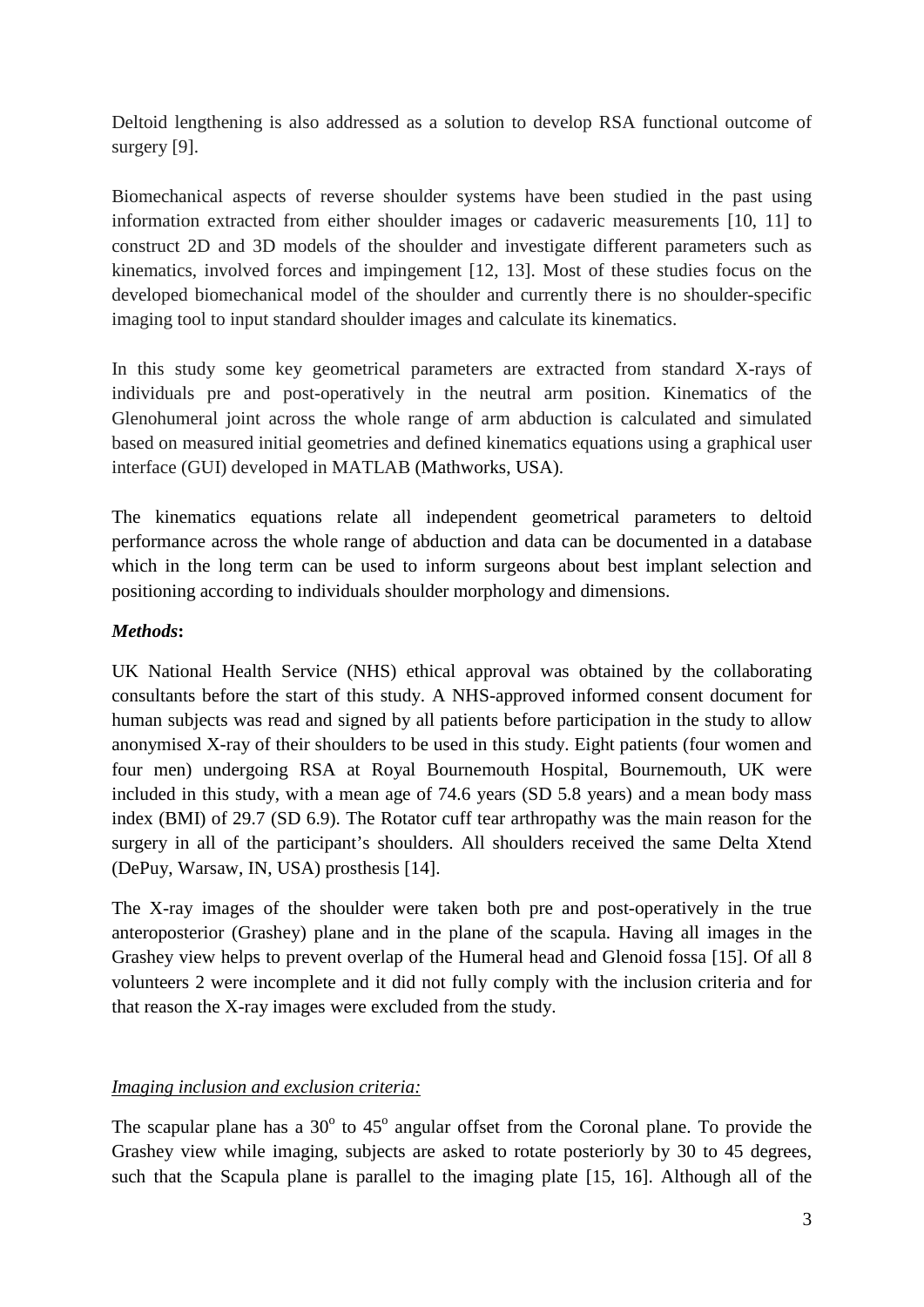Deltoid lengthening is also addressed as a solution to develop RSA functional outcome of surgery [9].

Biomechanical aspects of reverse shoulder systems have been studied in the past using information extracted from either shoulder images or cadaveric measurements [10, 11] to construct 2D and 3D models of the shoulder and investigate different parameters such as kinematics, involved forces and impingement [12, 13]. Most of these studies focus on the developed biomechanical model of the shoulder and currently there is no shoulder-specific imaging tool to input standard shoulder images and calculate its kinematics.

In this study some key geometrical parameters are extracted from standard X-rays of individuals pre and post-operatively in the neutral arm position. Kinematics of the Glenohumeral joint across the whole range of arm abduction is calculated and simulated based on measured initial geometries and defined kinematics equations using a graphical user interface (GUI) developed in MATLAB (Mathworks, USA).

The kinematics equations relate all independent geometrical parameters to deltoid performance across the whole range of abduction and data can be documented in a database which in the long term can be used to inform surgeons about best implant selection and positioning according to individuals shoulder morphology and dimensions.

***Methods*:**

UK National Health Service (NHS) ethical approval was obtained by the collaborating consultants before the start of this study. A NHS-approved informed consent document for human subjects was read and signed by all patients before participation in the study to allow anonymised X-ray of their shoulders to be used in this study. Eight patients (four women and four men) undergoing RSA at Royal Bournemouth Hospital, Bournemouth, UK were included in this study, with a mean age of 74.6 years (SD 5.8 years) and a mean body mass index (BMI) of 29.7 (SD 6.9). The Rotator cuff tear arthropathy was the main reason for the surgery in all of the participant's shoulders. All shoulders received the same Delta Xtend (DePuy, Warsaw, IN, USA) prosthesis [14].

The X-ray images of the shoulder were taken both pre and post-operatively in the true anteroposterior (Grashey) plane and in the plane of the scapula. Having all images in the Grashey view helps to prevent overlap of the Humeral head and Glenoid fossa [15]. Of all 8 volunteers 2 were incomplete and it did not fully comply with the inclusion criteria and for that reason the X-ray images were excluded from the study.

*Imaging inclusion and exclusion criteria:*

The scapular plane has a $30^{o}$ to $45^{o}$ angular offset from the Coronal plane. To provide the Grashey view while imaging, subjects are asked to rotate posteriorly by 30 to 45 degrees, such that the Scapula plane is parallel to the imaging plate [15, 16]. Although all of the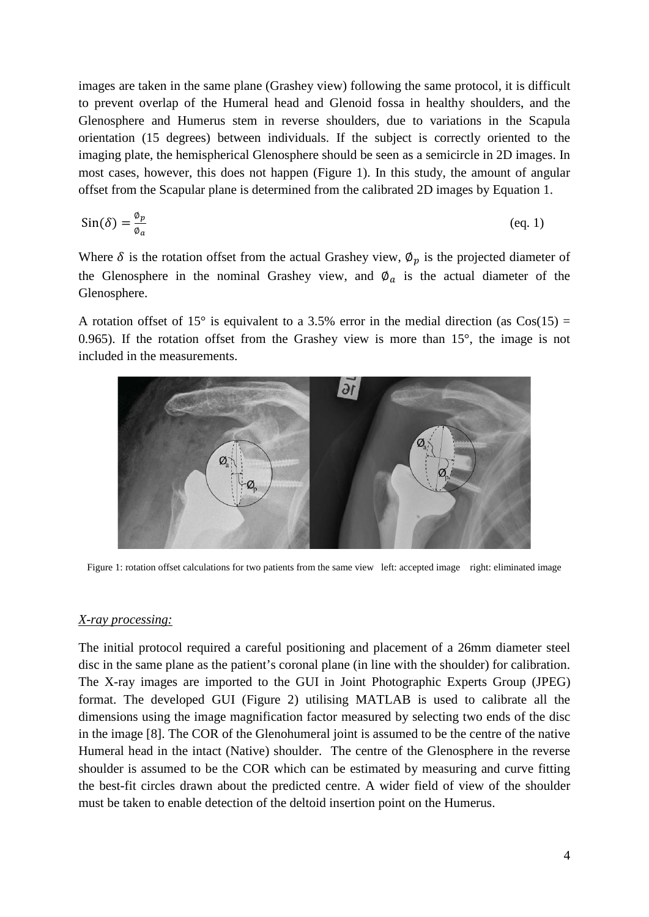images are taken in the same plane (Grashey view) following the same protocol, it is difficult to prevent overlap of the Humeral head and Glenoid fossa in healthy shoulders, and the Glenosphere and Humerus stem in reverse shoulders, due to variations in the Scapula orientation (15 degrees) between individuals. If the subject is correctly oriented to the imaging plate, the hemispherical Glenosphere should be seen as a semicircle in 2D images. In most cases, however, this does not happen (Figure 1). In this study, the amount of angular offset from the Scapular plane is determined from the calibrated 2D images by Equation 1.

$$\mathrm{Sin}(\delta) = \frac{\emptyset_p}{\emptyset_a} \qquad \text{(eq. 1)}$$

Where $\delta$ is the rotation offset from the actual Grashey view, $\emptyset_p$ is the projected diameter of the Glenosphere in the nominal Grashey view, and $\emptyset_a$ is the actual diameter of the Glenosphere.

A rotation offset of 15° is equivalent to a 3.5% error in the medial direction (as Cos(15) = 0.965). If the rotation offset from the Grashey view is more than 15°, the image is not included in the measurements.

Figure 1: rotation offset calculations for two patients from the same view left: accepted image right: eliminated image

*X-ray processing:*

The initial protocol required a careful positioning and placement of a 26mm diameter steel disc in the same plane as the patient's coronal plane (in line with the shoulder) for calibration. The X-ray images are imported to the GUI in Joint Photographic Experts Group (JPEG) format. The developed GUI (Figure 2) utilising MATLAB is used to calibrate all the dimensions using the image magnification factor measured by selecting two ends of the disc in the image [8]. The COR of the Glenohumeral joint is assumed to be the centre of the native Humeral head in the intact (Native) shoulder. The centre of the Glenosphere in the reverse shoulder is assumed to be the COR which can be estimated by measuring and curve fitting the best-fit circles drawn about the predicted centre. A wider field of view of the shoulder must be taken to enable detection of the deltoid insertion point on the Humerus.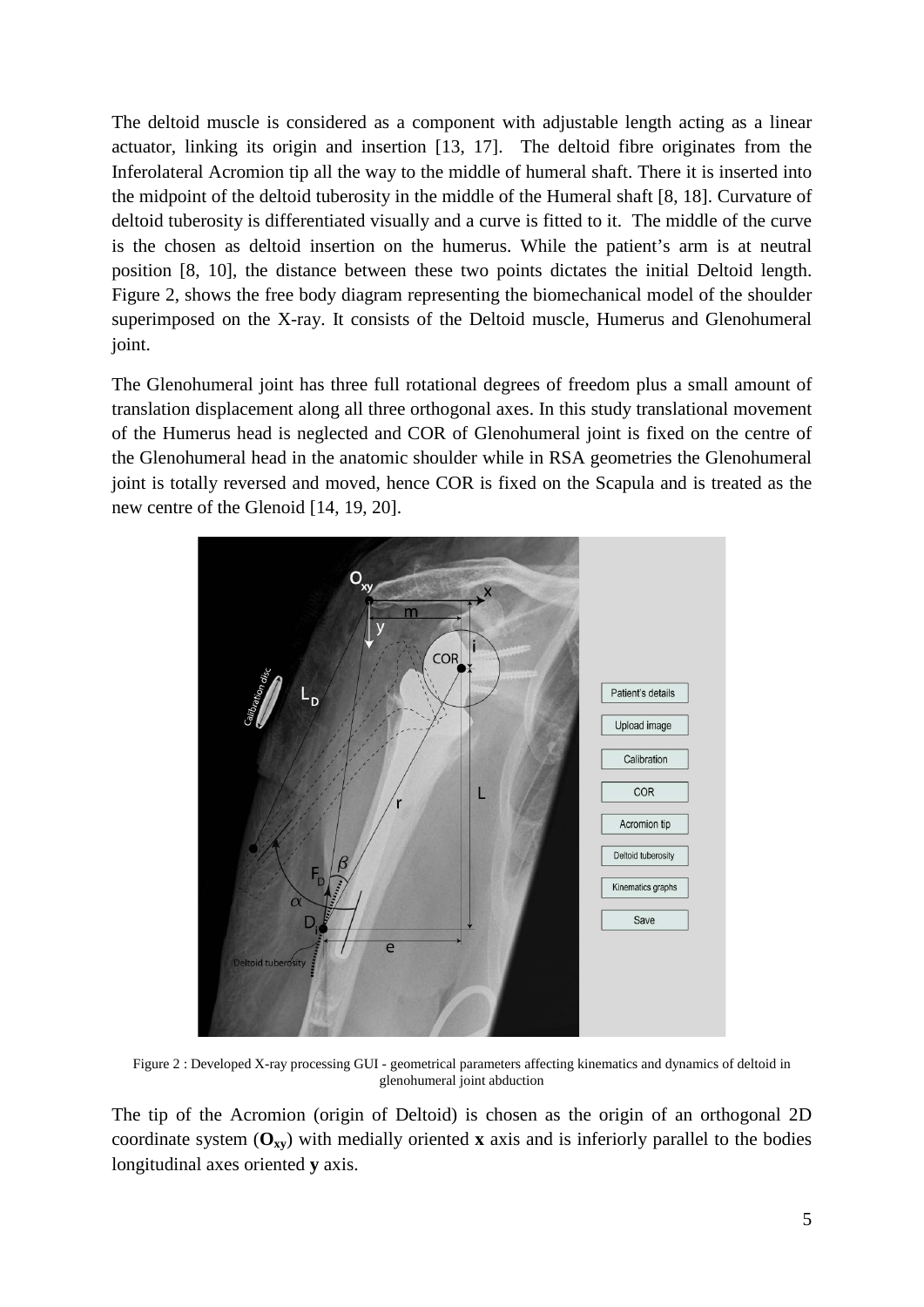The deltoid muscle is considered as a component with adjustable length acting as a linear actuator, linking its origin and insertion [13, 17]. The deltoid fibre originates from the Inferolateral Acromion tip all the way to the middle of humeral shaft. There it is inserted into the midpoint of the deltoid tuberosity in the middle of the Humeral shaft [8, 18]. Curvature of deltoid tuberosity is differentiated visually and a curve is fitted to it. The middle of the curve is the chosen as deltoid insertion on the humerus. While the patient's arm is at neutral position [8, 10], the distance between these two points dictates the initial Deltoid length. Figure 2, shows the free body diagram representing the biomechanical model of the shoulder superimposed on the X-ray. It consists of the Deltoid muscle, Humerus and Glenohumeral joint.

The Glenohumeral joint has three full rotational degrees of freedom plus a small amount of translation displacement along all three orthogonal axes. In this study translational movement of the Humerus head is neglected and COR of Glenohumeral joint is fixed on the centre of the Glenohumeral head in the anatomic shoulder while in RSA geometries the Glenohumeral joint is totally reversed and moved, hence COR is fixed on the Scapula and is treated as the new centre of the Glenoid [14, 19, 20].

Figure 2 : Developed X-ray processing GUI - geometrical parameters affecting kinematics and dynamics of deltoid in glenohumeral joint abduction

The tip of the Acromion (origin of Deltoid) is chosen as the origin of an orthogonal 2D coordinate system ($\mathbf{O_{xy}}$) with medially oriented **x** axis and is inferiorly parallel to the bodies longitudinal axes oriented **y** axis.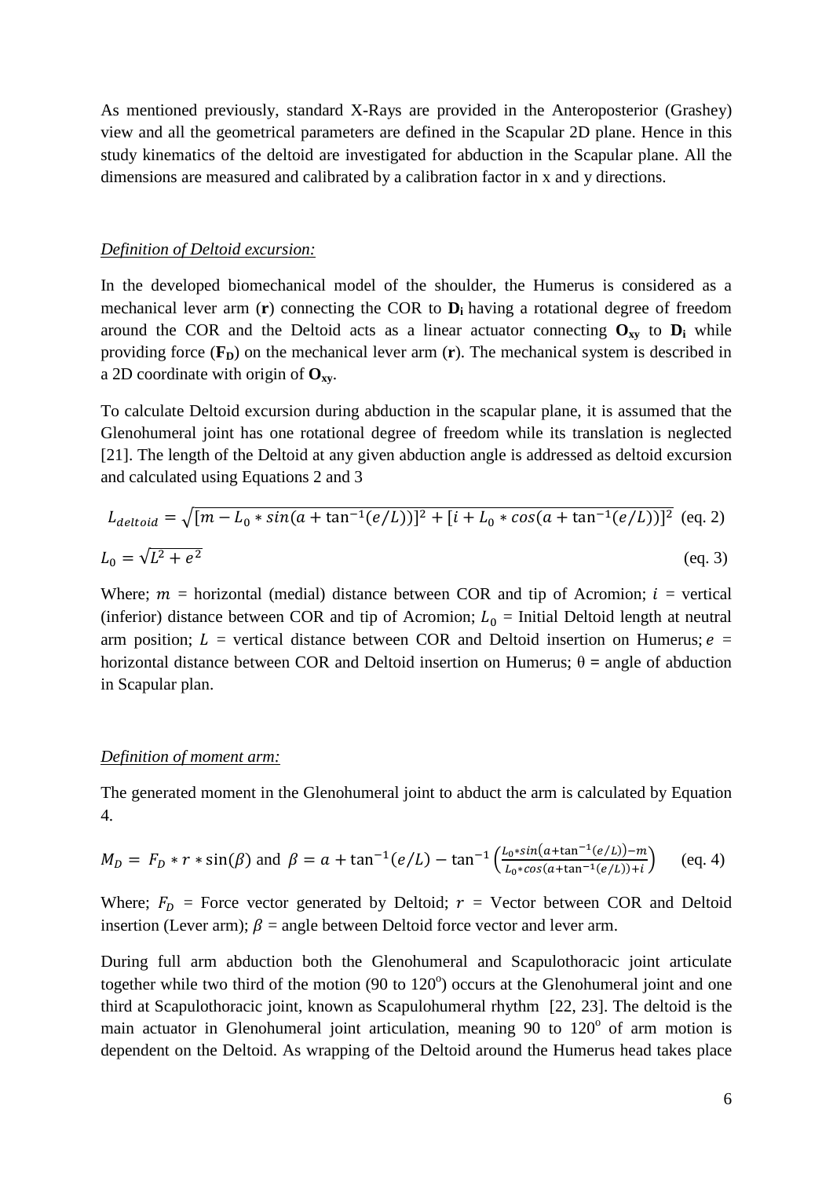As mentioned previously, standard X-Rays are provided in the Anteroposterior (Grashey) view and all the geometrical parameters are defined in the Scapular 2D plane. Hence in this study kinematics of the deltoid are investigated for abduction in the Scapular plane. All the dimensions are measured and calibrated by a calibration factor in x and y directions.

*Definition of Deltoid excursion:*

In the developed biomechanical model of the shoulder, the Humerus is considered as a mechanical lever arm (**r**) connecting the COR to $\mathbf{D_i}$ having a rotational degree of freedom around the COR and the Deltoid acts as a linear actuator connecting $\mathbf{O_{xy}}$ to $\mathbf{D_i}$ while providing force ($\mathbf{F_D}$) on the mechanical lever arm (**r**). The mechanical system is described in a 2D coordinate with origin of $\mathbf{O_{xy}}$.

To calculate Deltoid excursion during abduction in the scapular plane, it is assumed that the Glenohumeral joint has one rotational degree of freedom while its translation is neglected [21]. The length of the Deltoid at any given abduction angle is addressed as deltoid excursion and calculated using Equations 2 and 3

$$L_{deltoid} = \sqrt{[m - L_0 * sin(a + \tan^{-1}(e/L))]^2 + [i + L_0 * cos(a + \tan^{-1}(e/L))]^2} \quad \text{(eq. 2)}$$

$$L_0 = \sqrt{L^2 + e^2} \quad \text{(eq. 3)}$$

Where; $m$ = horizontal (medial) distance between COR and tip of Acromion; $i$ = vertical (inferior) distance between COR and tip of Acromion; $L_0$ = Initial Deltoid length at neutral arm position; $L$ = vertical distance between COR and Deltoid insertion on Humerus; $e$ = horizontal distance between COR and Deltoid insertion on Humerus; θ = angle of abduction in Scapular plan.

*Definition of moment arm:*

The generated moment in the Glenohumeral joint to abduct the arm is calculated by Equation 4.

$$M_D = F_D * r * \sin(\beta) \text{ and } \beta = a + \tan^{-1}(e/L) - \tan^{-1}\left(\frac{L_0 * sin(a + \tan^{-1}(e/L)) - m}{L_0 * cos(a + \tan^{-1}(e/L)) + i}\right) \quad \text{(eq. 4)}$$

Where; $F_D$ = Force vector generated by Deltoid; $r$ = Vector between COR and Deltoid insertion (Lever arm); $\beta$ = angle between Deltoid force vector and lever arm.

During full arm abduction both the Glenohumeral and Scapulothoracic joint articulate together while two third of the motion (90 to 120$^o$) occurs at the Glenohumeral joint and one third at Scapulothoracic joint, known as Scapulohumeral rhythm [22, 23]. The deltoid is the main actuator in Glenohumeral joint articulation, meaning 90 to 120$^o$ of arm motion is dependent on the Deltoid. As wrapping of the Deltoid around the Humerus head takes place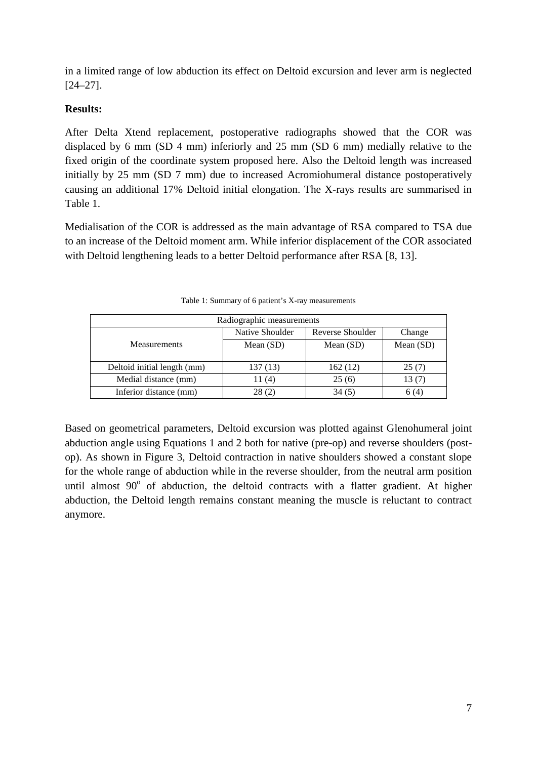in a limited range of low abduction its effect on Deltoid excursion and lever arm is neglected [24–27].

**Results:**

After Delta Xtend replacement, postoperative radiographs showed that the COR was displaced by 6 mm (SD 4 mm) inferiorly and 25 mm (SD 6 mm) medially relative to the fixed origin of the coordinate system proposed here. Also the Deltoid length was increased initially by 25 mm (SD 7 mm) due to increased Acromiohumeral distance postoperatively causing an additional 17% Deltoid initial elongation. The X-rays results are summarised in Table 1.

Medialisation of the COR is addressed as the main advantage of RSA compared to TSA due to an increase of the Deltoid moment arm. While inferior displacement of the COR associated with Deltoid lengthening leads to a better Deltoid performance after RSA [8, 13].

Table 1: Summary of 6 patient's X-ray measurements

| Radiographic measurements | | | |
|---|---|---|---|
| Measurements | Native Shoulder | Reverse Shoulder | Change |
| | Mean (SD) | Mean (SD) | Mean (SD) |
| Deltoid initial length (mm) | 137 (13) | 162 (12) | 25 (7) |
| Medial distance (mm) | 11 (4) | 25 (6) | 13 (7) |
| Inferior distance (mm) | 28 (2) | 34 (5) | 6 (4) |

Based on geometrical parameters, Deltoid excursion was plotted against Glenohumeral joint abduction angle using Equations 1 and 2 both for native (pre-op) and reverse shoulders (post-op). As shown in Figure 3, Deltoid contraction in native shoulders showed a constant slope for the whole range of abduction while in the reverse shoulder, from the neutral arm position until almost $90^{o}$ of abduction, the deltoid contracts with a flatter gradient. At higher abduction, the Deltoid length remains constant meaning the muscle is reluctant to contract anymore.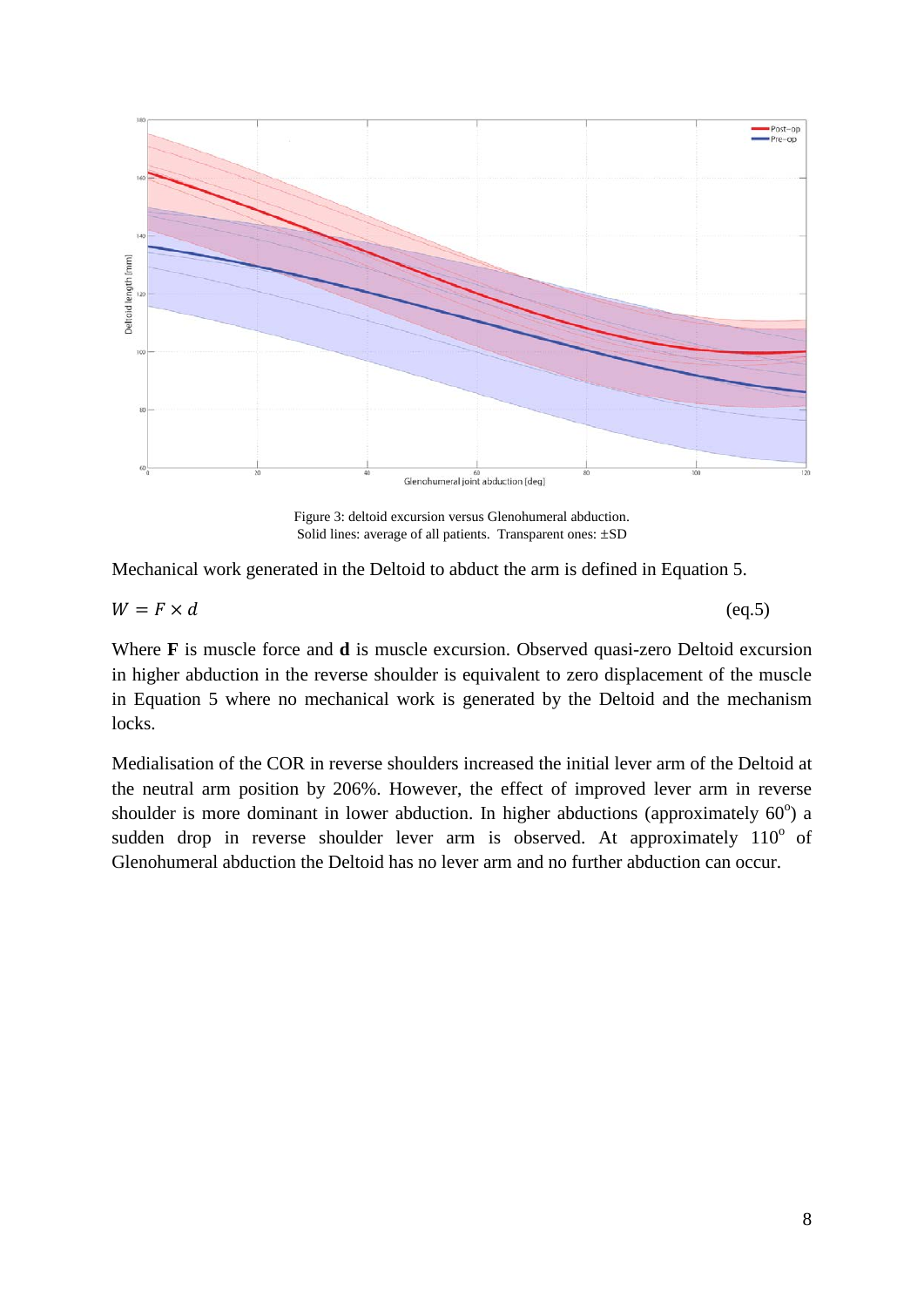180

160

140

120

100

80

60

0 20 40 60 80 100 120

Deltoid length [mm]

Glenohumeral joint abduction [deg]

Post-op

Pre-op

Figure 3: deltoid excursion versus Glenohumeral abduction.
Solid lines: average of all patients. Transparent ones: ±SD

Mechanical work generated in the Deltoid to abduct the arm is defined in Equation 5.

$$W = F \times d \qquad \text{(eq.5)}$$

Where **F** is muscle force and **d** is muscle excursion. Observed quasi-zero Deltoid excursion in higher abduction in the reverse shoulder is equivalent to zero displacement of the muscle in Equation 5 where no mechanical work is generated by the Deltoid and the mechanism locks.

Medialisation of the COR in reverse shoulders increased the initial lever arm of the Deltoid at the neutral arm position by 206%. However, the effect of improved lever arm in reverse shoulder is more dominant in lower abduction. In higher abductions (approximately $60^{o}$) a sudden drop in reverse shoulder lever arm is observed. At approximately $110^{o}$ of Glenohumeral abduction the Deltoid has no lever arm and no further abduction can occur.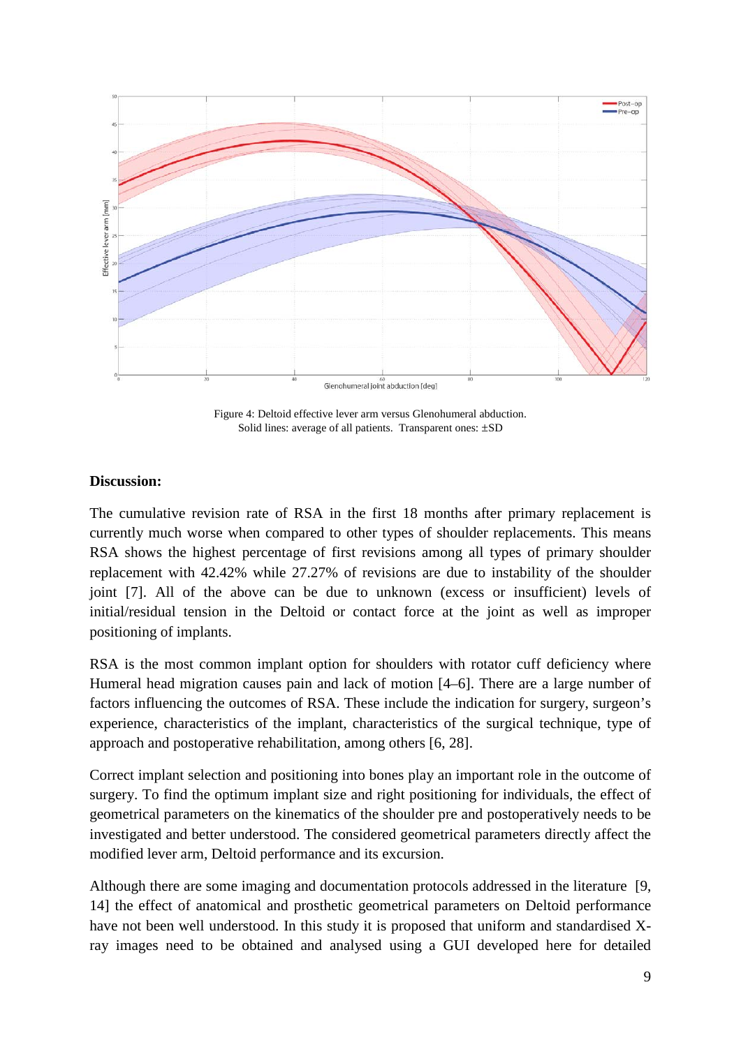50

45

40

35

30

25

20

15

10

5

0

0 20 40 60 80 100 120

Effective lever arm [mm]

Glenohumeral joint abduction [deg]

Post-op

Pre-op

Figure 4: Deltoid effective lever arm versus Glenohumeral abduction.
Solid lines: average of all patients. Transparent ones: ±SD

**Discussion:**

The cumulative revision rate of RSA in the first 18 months after primary replacement is currently much worse when compared to other types of shoulder replacements. This means RSA shows the highest percentage of first revisions among all types of primary shoulder replacement with 42.42% while 27.27% of revisions are due to instability of the shoulder joint [7]. All of the above can be due to unknown (excess or insufficient) levels of initial/residual tension in the Deltoid or contact force at the joint as well as improper positioning of implants.

RSA is the most common implant option for shoulders with rotator cuff deficiency where Humeral head migration causes pain and lack of motion [4–6]. There are a large number of factors influencing the outcomes of RSA. These include the indication for surgery, surgeon's experience, characteristics of the implant, characteristics of the surgical technique, type of approach and postoperative rehabilitation, among others [6, 28].

Correct implant selection and positioning into bones play an important role in the outcome of surgery. To find the optimum implant size and right positioning for individuals, the effect of geometrical parameters on the kinematics of the shoulder pre and postoperatively needs to be investigated and better understood. The considered geometrical parameters directly affect the modified lever arm, Deltoid performance and its excursion.

Although there are some imaging and documentation protocols addressed in the literature [9, 14] the effect of anatomical and prosthetic geometrical parameters on Deltoid performance have not been well understood. In this study it is proposed that uniform and standardised X-ray images need to be obtained and analysed using a GUI developed here for detailed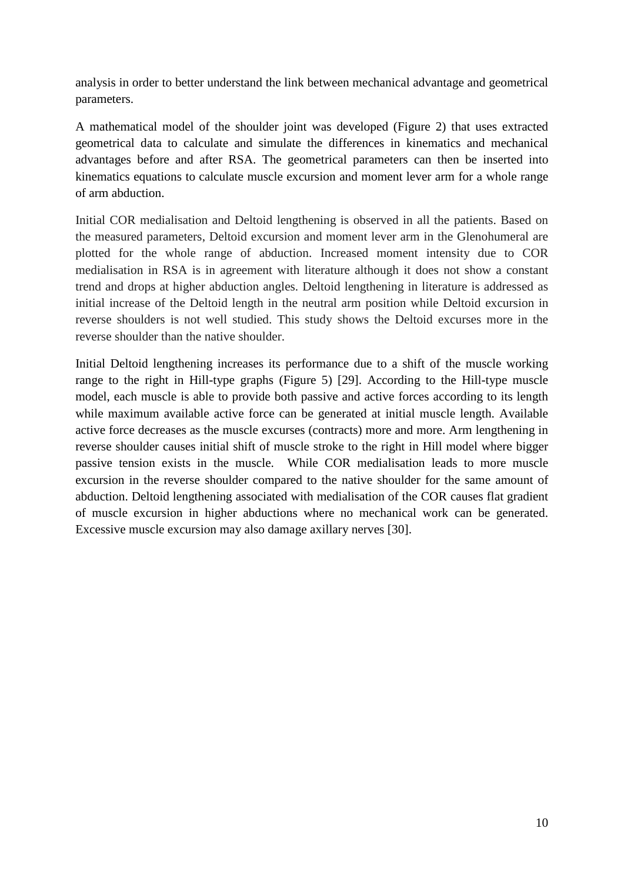analysis in order to better understand the link between mechanical advantage and geometrical parameters.

A mathematical model of the shoulder joint was developed (Figure 2) that uses extracted geometrical data to calculate and simulate the differences in kinematics and mechanical advantages before and after RSA. The geometrical parameters can then be inserted into kinematics equations to calculate muscle excursion and moment lever arm for a whole range of arm abduction.

Initial COR medialisation and Deltoid lengthening is observed in all the patients. Based on the measured parameters, Deltoid excursion and moment lever arm in the Glenohumeral are plotted for the whole range of abduction. Increased moment intensity due to COR medialisation in RSA is in agreement with literature although it does not show a constant trend and drops at higher abduction angles. Deltoid lengthening in literature is addressed as initial increase of the Deltoid length in the neutral arm position while Deltoid excursion in reverse shoulders is not well studied. This study shows the Deltoid excurses more in the reverse shoulder than the native shoulder.

Initial Deltoid lengthening increases its performance due to a shift of the muscle working range to the right in Hill-type graphs (Figure 5) [29]. According to the Hill-type muscle model, each muscle is able to provide both passive and active forces according to its length while maximum available active force can be generated at initial muscle length. Available active force decreases as the muscle excurses (contracts) more and more. Arm lengthening in reverse shoulder causes initial shift of muscle stroke to the right in Hill model where bigger passive tension exists in the muscle. While COR medialisation leads to more muscle excursion in the reverse shoulder compared to the native shoulder for the same amount of abduction. Deltoid lengthening associated with medialisation of the COR causes flat gradient of muscle excursion in higher abductions where no mechanical work can be generated. Excessive muscle excursion may also damage axillary nerves [30].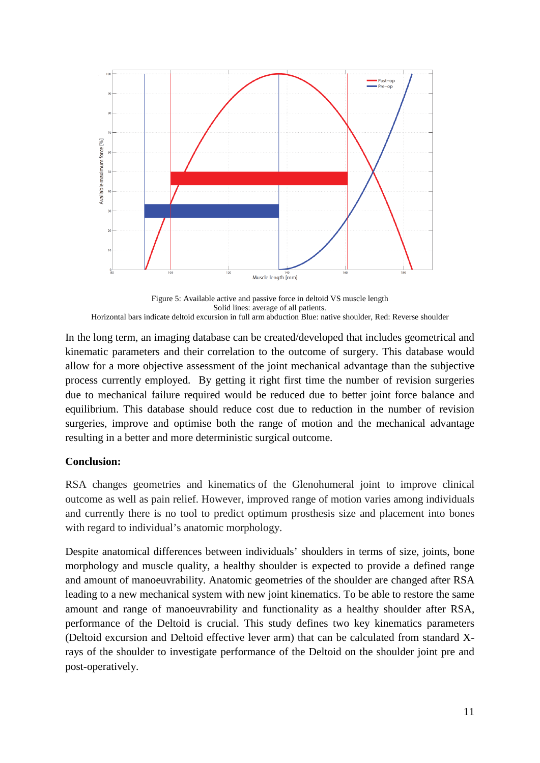Post-op
Pre-op

Available maximum force [%]

0
10
20
30
40
50
60
70
80
90
100

Muscle length [mm]

80
100
120
140
160
180

Figure 5: Available active and passive force in deltoid VS muscle length
Solid lines: average of all patients.
Horizontal bars indicate deltoid excursion in full arm abduction Blue: native shoulder, Red: Reverse shoulder

In the long term, an imaging database can be created/developed that includes geometrical and kinematic parameters and their correlation to the outcome of surgery. This database would allow for a more objective assessment of the joint mechanical advantage than the subjective process currently employed. By getting it right first time the number of revision surgeries due to mechanical failure required would be reduced due to better joint force balance and equilibrium. This database should reduce cost due to reduction in the number of revision surgeries, improve and optimise both the range of motion and the mechanical advantage resulting in a better and more deterministic surgical outcome.

**Conclusion:**

RSA changes geometries and kinematics of the Glenohumeral joint to improve clinical outcome as well as pain relief. However, improved range of motion varies among individuals and currently there is no tool to predict optimum prosthesis size and placement into bones with regard to individual's anatomic morphology.

Despite anatomical differences between individuals' shoulders in terms of size, joints, bone morphology and muscle quality, a healthy shoulder is expected to provide a defined range and amount of manoeuvrability. Anatomic geometries of the shoulder are changed after RSA leading to a new mechanical system with new joint kinematics. To be able to restore the same amount and range of manoeuvrability and functionality as a healthy shoulder after RSA, performance of the Deltoid is crucial. This study defines two key kinematics parameters (Deltoid excursion and Deltoid effective lever arm) that can be calculated from standard X-rays of the shoulder to investigate performance of the Deltoid on the shoulder joint pre and post-operatively.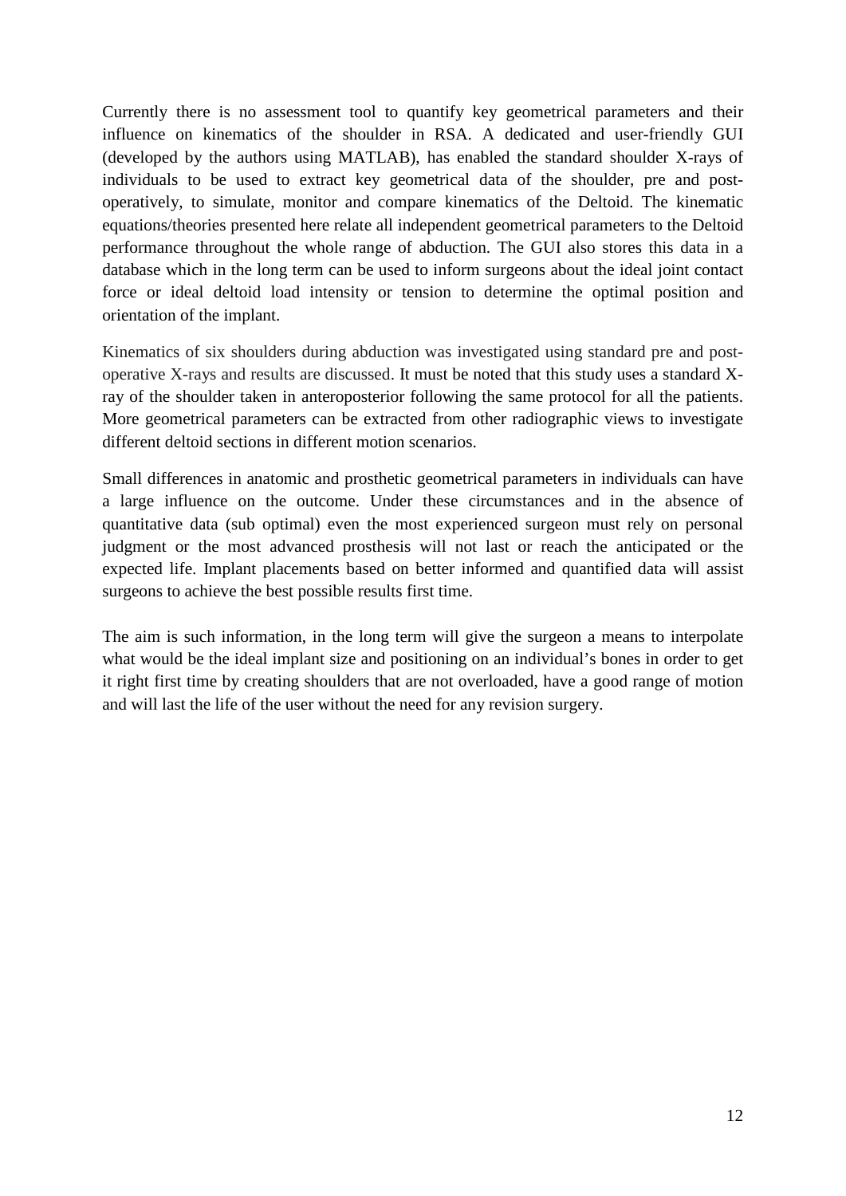Currently there is no assessment tool to quantify key geometrical parameters and their influence on kinematics of the shoulder in RSA. A dedicated and user-friendly GUI (developed by the authors using MATLAB), has enabled the standard shoulder X-rays of individuals to be used to extract key geometrical data of the shoulder, pre and post-operatively, to simulate, monitor and compare kinematics of the Deltoid. The kinematic equations/theories presented here relate all independent geometrical parameters to the Deltoid performance throughout the whole range of abduction. The GUI also stores this data in a database which in the long term can be used to inform surgeons about the ideal joint contact force or ideal deltoid load intensity or tension to determine the optimal position and orientation of the implant.

Kinematics of six shoulders during abduction was investigated using standard pre and post-operative X-rays and results are discussed. It must be noted that this study uses a standard X-ray of the shoulder taken in anteroposterior following the same protocol for all the patients. More geometrical parameters can be extracted from other radiographic views to investigate different deltoid sections in different motion scenarios.

Small differences in anatomic and prosthetic geometrical parameters in individuals can have a large influence on the outcome. Under these circumstances and in the absence of quantitative data (sub optimal) even the most experienced surgeon must rely on personal judgment or the most advanced prosthesis will not last or reach the anticipated or the expected life. Implant placements based on better informed and quantified data will assist surgeons to achieve the best possible results first time.

The aim is such information, in the long term will give the surgeon a means to interpolate what would be the ideal implant size and positioning on an individual's bones in order to get it right first time by creating shoulders that are not overloaded, have a good range of motion and will last the life of the user without the need for any revision surgery.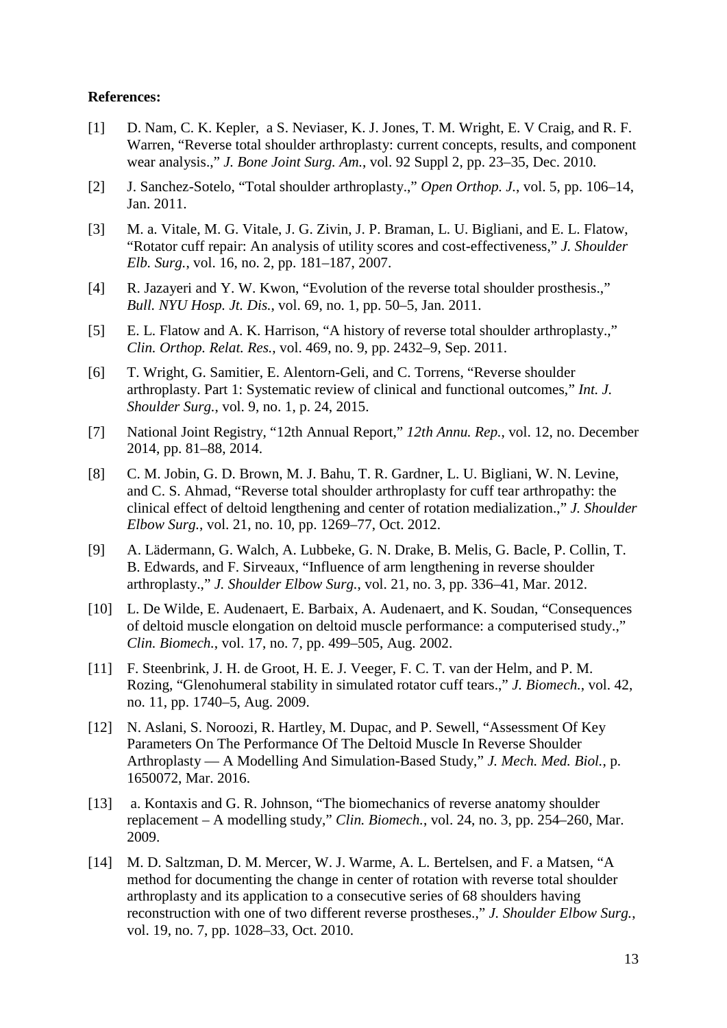**References:**

[1] D. Nam, C. K. Kepler, a S. Neviaser, K. J. Jones, T. M. Wright, E. V Craig, and R. F. Warren, “Reverse total shoulder arthroplasty: current concepts, results, and component wear analysis.,” *J. Bone Joint Surg. Am.*, vol. 92 Suppl 2, pp. 23–35, Dec. 2010.

[2] J. Sanchez-Sotelo, “Total shoulder arthroplasty.,” *Open Orthop. J.*, vol. 5, pp. 106–14, Jan. 2011.

[3] M. a. Vitale, M. G. Vitale, J. G. Zivin, J. P. Braman, L. U. Bigliani, and E. L. Flatow, “Rotator cuff repair: An analysis of utility scores and cost-effectiveness,” *J. Shoulder Elb. Surg.*, vol. 16, no. 2, pp. 181–187, 2007.

[4] R. Jazayeri and Y. W. Kwon, “Evolution of the reverse total shoulder prosthesis.,” *Bull. NYU Hosp. Jt. Dis.*, vol. 69, no. 1, pp. 50–5, Jan. 2011.

[5] E. L. Flatow and A. K. Harrison, “A history of reverse total shoulder arthroplasty.,” *Clin. Orthop. Relat. Res.*, vol. 469, no. 9, pp. 2432–9, Sep. 2011.

[6] T. Wright, G. Samitier, E. Alentorn-Geli, and C. Torrens, “Reverse shoulder arthroplasty. Part 1: Systematic review of clinical and functional outcomes,” *Int. J. Shoulder Surg.*, vol. 9, no. 1, p. 24, 2015.

[7] National Joint Registry, “12th Annual Report,” *12th Annu. Rep.*, vol. 12, no. December 2014, pp. 81–88, 2014.

[8] C. M. Jobin, G. D. Brown, M. J. Bahu, T. R. Gardner, L. U. Bigliani, W. N. Levine, and C. S. Ahmad, “Reverse total shoulder arthroplasty for cuff tear arthropathy: the clinical effect of deltoid lengthening and center of rotation medialization.,” *J. Shoulder Elbow Surg.*, vol. 21, no. 10, pp. 1269–77, Oct. 2012.

[9] A. Lädermann, G. Walch, A. Lubbeke, G. N. Drake, B. Melis, G. Bacle, P. Collin, T. B. Edwards, and F. Sirveaux, “Influence of arm lengthening in reverse shoulder arthroplasty.,” *J. Shoulder Elbow Surg.*, vol. 21, no. 3, pp. 336–41, Mar. 2012.

[10] L. De Wilde, E. Audenaert, E. Barbaix, A. Audenaert, and K. Soudan, “Consequences of deltoid muscle elongation on deltoid muscle performance: a computerised study.,” *Clin. Biomech.*, vol. 17, no. 7, pp. 499–505, Aug. 2002.

[11] F. Steenbrink, J. H. de Groot, H. E. J. Veeger, F. C. T. van der Helm, and P. M. Rozing, “Glenohumeral stability in simulated rotator cuff tears.,” *J. Biomech.*, vol. 42, no. 11, pp. 1740–5, Aug. 2009.

[12] N. Aslani, S. Noroozi, R. Hartley, M. Dupac, and P. Sewell, “Assessment Of Key Parameters On The Performance Of The Deltoid Muscle In Reverse Shoulder Arthroplasty — A Modelling And Simulation-Based Study,” *J. Mech. Med. Biol.*, p. 1650072, Mar. 2016.

[13] a. Kontaxis and G. R. Johnson, “The biomechanics of reverse anatomy shoulder replacement – A modelling study,” *Clin. Biomech.*, vol. 24, no. 3, pp. 254–260, Mar. 2009.

[14] M. D. Saltzman, D. M. Mercer, W. J. Warme, A. L. Bertelsen, and F. a Matsen, “A method for documenting the change in center of rotation with reverse total shoulder arthroplasty and its application to a consecutive series of 68 shoulders having reconstruction with one of two different reverse prostheses.,” *J. Shoulder Elbow Surg.*, vol. 19, no. 7, pp. 1028–33, Oct. 2010.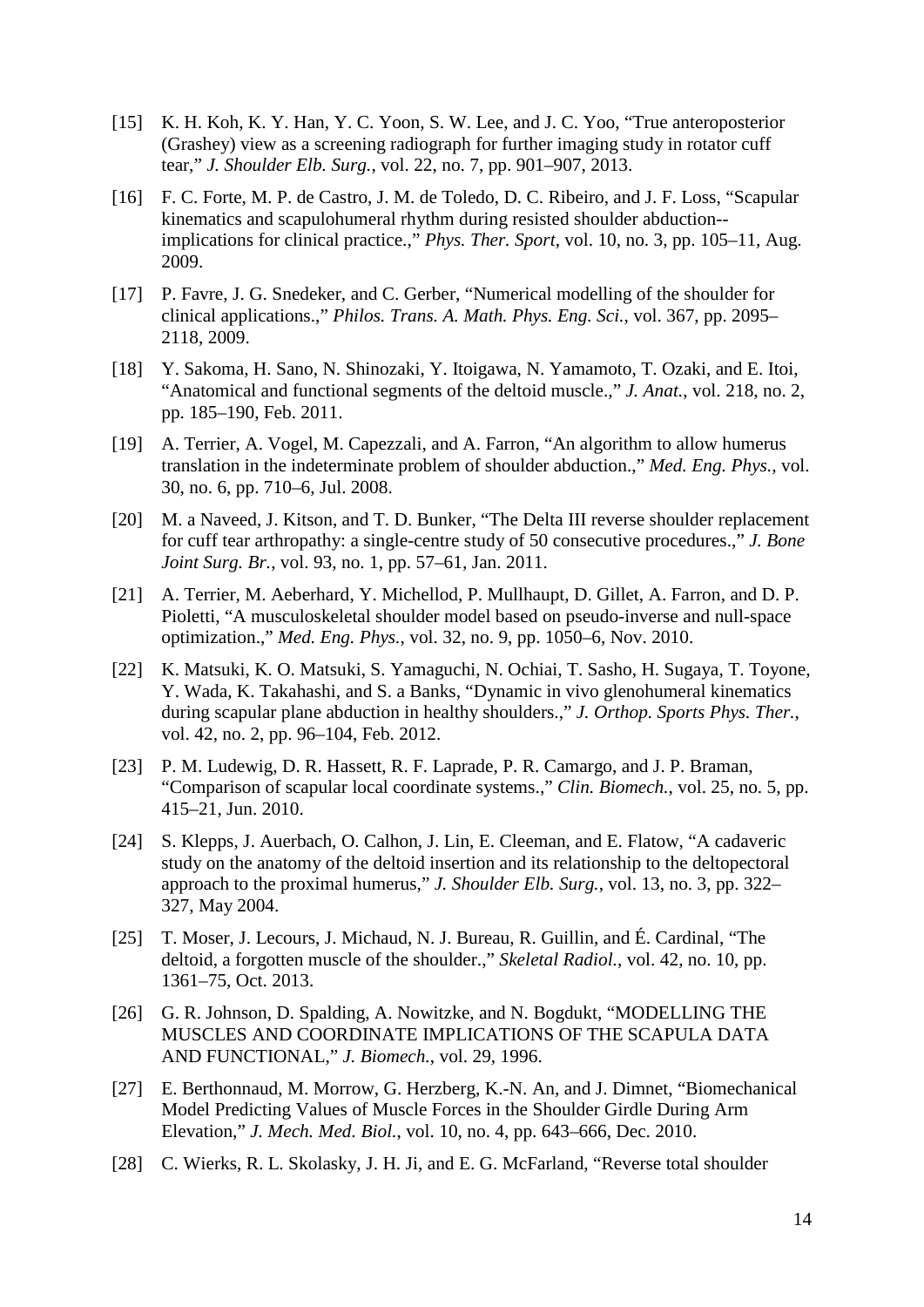[15] K. H. Koh, K. Y. Han, Y. C. Yoon, S. W. Lee, and J. C. Yoo, "True anteroposterior (Grashey) view as a screening radiograph for further imaging study in rotator cuff tear," *J. Shoulder Elb. Surg.*, vol. 22, no. 7, pp. 901–907, 2013.

[16] F. C. Forte, M. P. de Castro, J. M. de Toledo, D. C. Ribeiro, and J. F. Loss, "Scapular kinematics and scapulohumeral rhythm during resisted shoulder abduction--implications for clinical practice.," *Phys. Ther. Sport*, vol. 10, no. 3, pp. 105–11, Aug. 2009.

[17] P. Favre, J. G. Snedeker, and C. Gerber, "Numerical modelling of the shoulder for clinical applications.," *Philos. Trans. A. Math. Phys. Eng. Sci.*, vol. 367, pp. 2095–2118, 2009.

[18] Y. Sakoma, H. Sano, N. Shinozaki, Y. Itoigawa, N. Yamamoto, T. Ozaki, and E. Itoi, "Anatomical and functional segments of the deltoid muscle.," *J. Anat.*, vol. 218, no. 2, pp. 185–190, Feb. 2011.

[19] A. Terrier, A. Vogel, M. Capezzali, and A. Farron, "An algorithm to allow humerus translation in the indeterminate problem of shoulder abduction.," *Med. Eng. Phys.*, vol. 30, no. 6, pp. 710–6, Jul. 2008.

[20] M. a Naveed, J. Kitson, and T. D. Bunker, "The Delta III reverse shoulder replacement for cuff tear arthropathy: a single-centre study of 50 consecutive procedures.," *J. Bone Joint Surg. Br.*, vol. 93, no. 1, pp. 57–61, Jan. 2011.

[21] A. Terrier, M. Aeberhard, Y. Michellod, P. Mullhaupt, D. Gillet, A. Farron, and D. P. Pioletti, "A musculoskeletal shoulder model based on pseudo-inverse and null-space optimization.," *Med. Eng. Phys.*, vol. 32, no. 9, pp. 1050–6, Nov. 2010.

[22] K. Matsuki, K. O. Matsuki, S. Yamaguchi, N. Ochiai, T. Sasho, H. Sugaya, T. Toyone, Y. Wada, K. Takahashi, and S. a Banks, "Dynamic in vivo glenohumeral kinematics during scapular plane abduction in healthy shoulders.," *J. Orthop. Sports Phys. Ther.*, vol. 42, no. 2, pp. 96–104, Feb. 2012.

[23] P. M. Ludewig, D. R. Hassett, R. F. Laprade, P. R. Camargo, and J. P. Braman, "Comparison of scapular local coordinate systems.," *Clin. Biomech.*, vol. 25, no. 5, pp. 415–21, Jun. 2010.

[24] S. Klepps, J. Auerbach, O. Calhon, J. Lin, E. Cleeman, and E. Flatow, "A cadaveric study on the anatomy of the deltoid insertion and its relationship to the deltopectoral approach to the proximal humerus," *J. Shoulder Elb. Surg.*, vol. 13, no. 3, pp. 322–327, May 2004.

[25] T. Moser, J. Lecours, J. Michaud, N. J. Bureau, R. Guillin, and É. Cardinal, "The deltoid, a forgotten muscle of the shoulder.," *Skeletal Radiol.*, vol. 42, no. 10, pp. 1361–75, Oct. 2013.

[26] G. R. Johnson, D. Spalding, A. Nowitzke, and N. Bogdukt, "MODELLING THE MUSCLES AND COORDINATE IMPLICATIONS OF THE SCAPULA DATA AND FUNCTIONAL," *J. Biomech.*, vol. 29, 1996.

[27] E. Berthonnaud, M. Morrow, G. Herzberg, K.-N. An, and J. Dimnet, "Biomechanical Model Predicting Values of Muscle Forces in the Shoulder Girdle During Arm Elevation," *J. Mech. Med. Biol.*, vol. 10, no. 4, pp. 643–666, Dec. 2010.

[28] C. Wierks, R. L. Skolasky, J. H. Ji, and E. G. McFarland, "Reverse total shoulder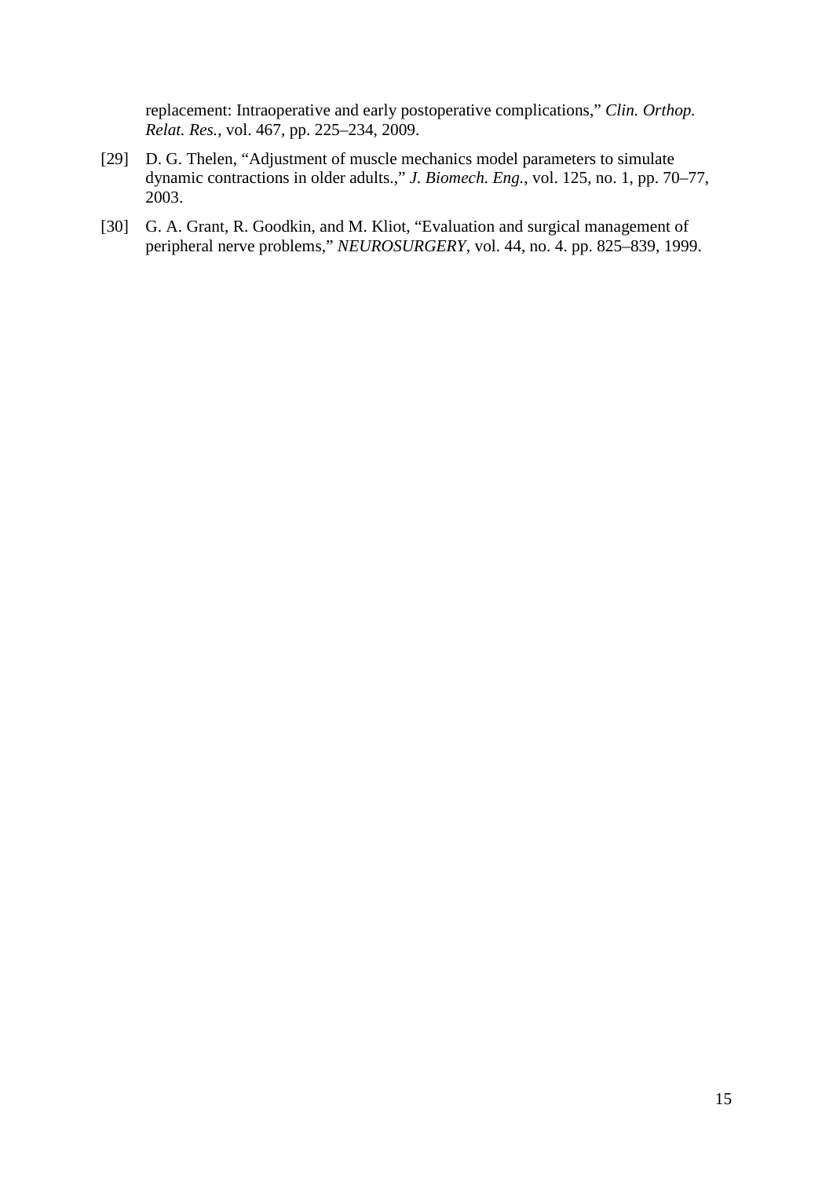replacement: Intraoperative and early postoperative complications," *Clin. Orthop. Relat. Res.*, vol. 467, pp. 225–234, 2009.

[29] D. G. Thelen, "Adjustment of muscle mechanics model parameters to simulate dynamic contractions in older adults.," *J. Biomech. Eng.*, vol. 125, no. 1, pp. 70–77, 2003.

[30] G. A. Grant, R. Goodkin, and M. Kliot, "Evaluation and surgical management of peripheral nerve problems," *NEUROSURGERY*, vol. 44, no. 4. pp. 825–839, 1999.